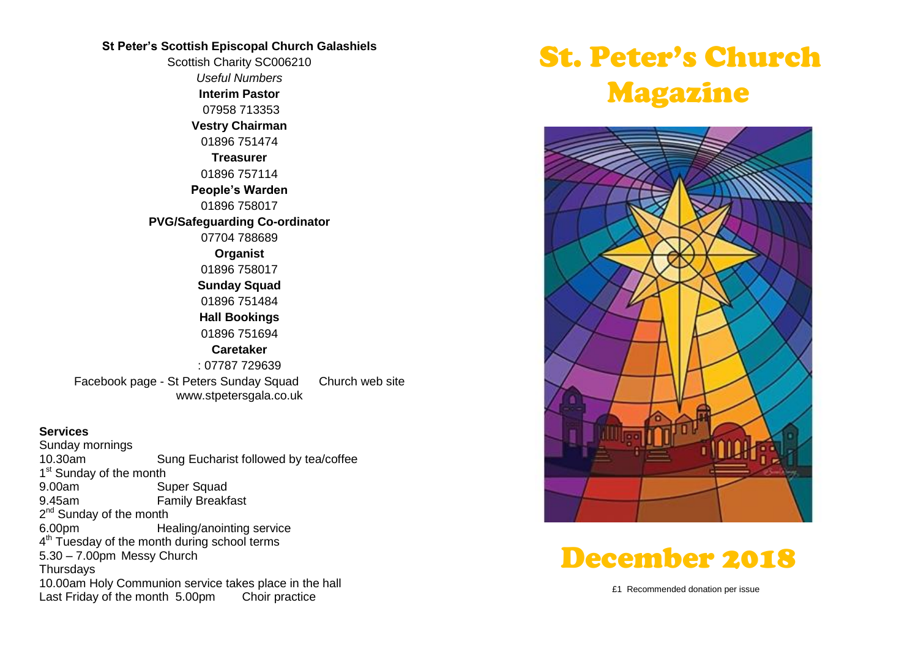**St Peter's Scottish Episcopal Church Galashiels**

Scottish Charity SC006210

*Useful Numbers*

**Interim Pastor**
07958 713353

**Vestry Chairman**
01896 751474

**Treasurer**
01896 757114

**People's Warden**
01896 758017

**PVG/Safeguarding Co-ordinator**
07704 788689

**Organist**
01896 758017

**Sunday Squad**
01896 751484

**Hall Bookings**
01896 751694

**Caretaker**
: 07787 729639

Facebook page - St Peters Sunday Squad Church web site www.stpetersgala.co.uk

**Services**

Sunday mornings
10.30am Sung Eucharist followed by tea/coffee

1st Sunday of the month
9.00am Super Squad
9.45am Family Breakfast

2nd Sunday of the month
6.00pm Healing/anointing service

4th Tuesday of the month during school terms
5.30 – 7.00pm Messy Church

Thursdays
10.00am Holy Communion service takes place in the hall

Last Friday of the month 5.00pm Choir practice

# St. Peter's Church Magazine

# December 2018

£1 Recommended donation per issue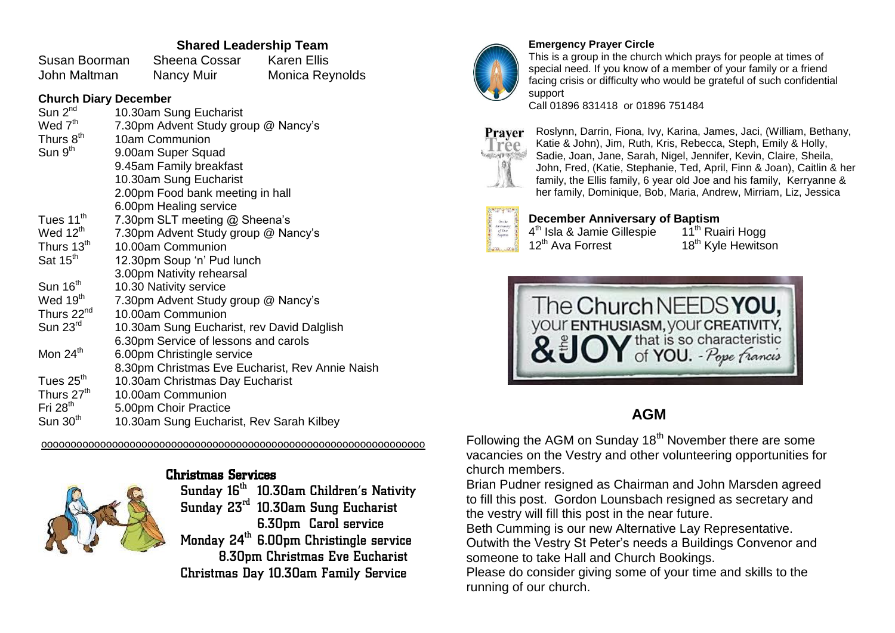## Shared Leadership Team

| | | |
|---|---|---|
| Susan Boorman | Sheena Cossar | Karen Ellis |
| John Maltman | Nancy Muir | Monica Reynolds |

### Church Diary December

| | |
|---|---|
| Sun 2nd | 10.30am Sung Eucharist |
| Wed 7th | 7.30pm Advent Study group @ Nancy's |
| Thurs 8th | 10am Communion |
| Sun 9th | 9.00am Super Squad |
| | 9.45am Family breakfast |
| | 10.30am Sung Eucharist |
| | 2.00pm Food bank meeting in hall |
| | 6.00pm Healing service |
| Tues 11th | 7.30pm SLT meeting @ Sheena's |
| Wed 12th | 7.30pm Advent Study group @ Nancy's |
| Thurs 13th | 10.00am Communion |
| Sat 15th | 12.30pm Soup 'n' Pud lunch |
| | 3.00pm Nativity rehearsal |
| Sun 16th | 10.30 Nativity service |
| Wed 19th | 7.30pm Advent Study group @ Nancy's |
| Thurs 22nd | 10.00am Communion |
| Sun 23rd | 10.30am Sung Eucharist, rev David Dalglish |
| | 6.30pm Service of lessons and carols |
| Mon 24th | 6.00pm Christingle service |
| | 8.30pm Christmas Eve Eucharist, Rev Annie Naish |
| Tues 25th | 10.30am Christmas Day Eucharist |
| Thurs 27th | 10.00am Communion |
| Fri 28th | 5.00pm Choir Practice |
| Sun 30th | 10.30am Sung Eucharist, Rev Sarah Kilbey |

oooooooooooooooooooooooooooooooooooooooooooooooooooooooooooooooo

### Christmas Services

Sunday 16th 10.30am Children's Nativity
Sunday 23rd 10.30am Sung Eucharist
6.30pm Carol service
Monday 24th 6.00pm Christingle service
8.30pm Christmas Eve Eucharist
Christmas Day 10.30am Family Service

### Emergency Prayer Circle

This is a group in the church which prays for people at times of special need. If you know of a member of your family or a friend facing crisis or difficulty who would be grateful of such confidential support
Call 01896 831418 or 01896 751484

**Prayer Tree**

Roslynn, Darrin, Fiona, Ivy, Karina, James, Jaci, (William, Bethany, Katie & John), Jim, Ruth, Kris, Rebecca, Steph, Emily & Holly, Sadie, Joan, Jane, Sarah, Nigel, Jennifer, Kevin, Claire, Sheila, John, Fred, (Katie, Stephanie, Ted, April, Finn & Joan), Caitlin & her family, the Ellis family, 6 year old Joe and his family, Kerryanne & her family, Dominique, Bob, Maria, Andrew, Mirriam, Liz, Jessica

### December Anniversary of Baptism

4th Isla & Jamie Gillespie — 11th Ruairi Hogg
12th Ava Forrest — 18th Kyle Hewitson

The Church NEEDS YOU, your ENTHUSIASM, your CREATIVITY, & the JOY that is so characteristic of YOU. - Pope Francis

## AGM

Following the AGM on Sunday 18th November there are some vacancies on the Vestry and other volunteering opportunities for church members.

Brian Pudner resigned as Chairman and John Marsden agreed to fill this post. Gordon Lounsbach resigned as secretary and the vestry will fill this post in the near future.

Beth Cumming is our new Alternative Lay Representative.

Outwith the Vestry St Peter's needs a Buildings Convenor and someone to take Hall and Church Bookings.

Please do consider giving some of your time and skills to the running of our church.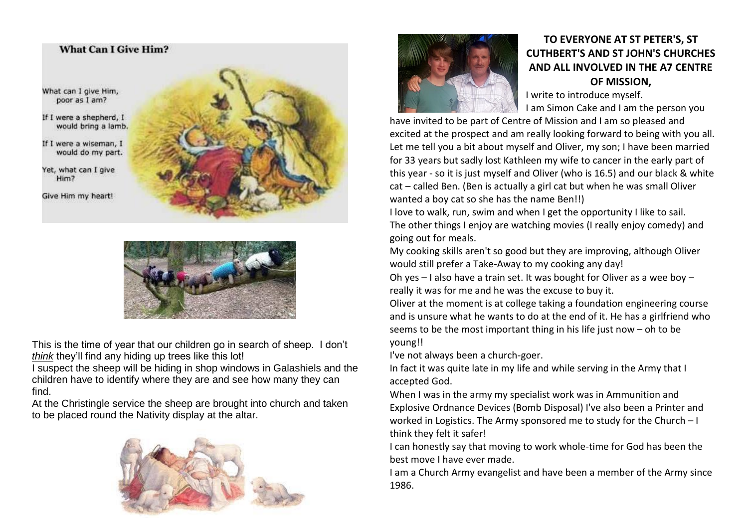**What Can I Give Him?**

What can I give Him,
poor as I am?

If I were a shepherd, I
would bring a lamb.

If I were a wiseman, I
would do my part.

Yet, what can I give
Him?

Give Him my heart!

This is the time of year that our children go in search of sheep. I don't *think* they'll find any hiding up trees like this lot!

I suspect the sheep will be hiding in shop windows in Galashiels and the children have to identify where they are and see how many they can find.

At the Christingle service the sheep are brought into church and taken to be placed round the Nativity display at the altar.

## TO EVERYONE AT ST PETER'S, ST CUTHBERT'S AND ST JOHN'S CHURCHES AND ALL INVOLVED IN THE A7 CENTRE OF MISSION,

I write to introduce myself.

I am Simon Cake and I am the person you have invited to be part of Centre of Mission and I am so pleased and excited at the prospect and am really looking forward to being with you all. Let me tell you a bit about myself and Oliver, my son; I have been married for 33 years but sadly lost Kathleen my wife to cancer in the early part of this year - so it is just myself and Oliver (who is 16.5) and our black & white cat – called Ben. (Ben is actually a girl cat but when he was small Oliver wanted a boy cat so she has the name Ben!!)

I love to walk, run, swim and when I get the opportunity I like to sail. The other things I enjoy are watching movies (I really enjoy comedy) and going out for meals.

My cooking skills aren't so good but they are improving, although Oliver would still prefer a Take-Away to my cooking any day!

Oh yes – I also have a train set. It was bought for Oliver as a wee boy – really it was for me and he was the excuse to buy it.

Oliver at the moment is at college taking a foundation engineering course and is unsure what he wants to do at the end of it. He has a girlfriend who seems to be the most important thing in his life just now – oh to be young!!

I've not always been a church-goer.

In fact it was quite late in my life and while serving in the Army that I accepted God.

When I was in the army my specialist work was in Ammunition and Explosive Ordnance Devices (Bomb Disposal) I've also been a Printer and worked in Logistics. The Army sponsored me to study for the Church – I think they felt it safer!

I can honestly say that moving to work whole-time for God has been the best move I have ever made.

I am a Church Army evangelist and have been a member of the Army since 1986.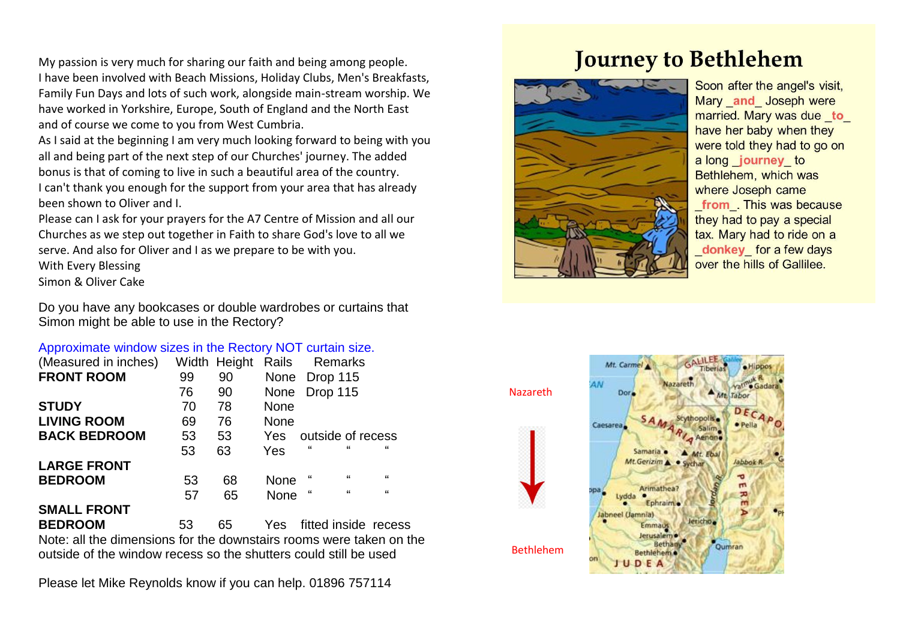My passion is very much for sharing our faith and being among people. I have been involved with Beach Missions, Holiday Clubs, Men's Breakfasts, Family Fun Days and lots of such work, alongside main-stream worship. We have worked in Yorkshire, Europe, South of England and the North East and of course we come to you from West Cumbria.

As I said at the beginning I am very much looking forward to being with you all and being part of the next step of our Churches' journey. The added bonus is that of coming to live in such a beautiful area of the country.

I can't thank you enough for the support from your area that has already been shown to Oliver and I.

Please can I ask for your prayers for the A7 Centre of Mission and all our Churches as we step out together in Faith to share God's love to all we serve. And also for Oliver and I as we prepare to be with you.

With Every Blessing

Simon & Oliver Cake

Do you have any bookcases or double wardrobes or curtains that Simon might be able to use in the Rectory?

Approximate window sizes in the Rectory NOT curtain size.

| (Measured in inches) | Width | Height | Rails | Remarks |
|---|---|---|---|---|
| **FRONT ROOM** | 99 | 90 | None | Drop 115 |
| | 76 | 90 | None | Drop 115 |
| **STUDY** | 70 | 78 | None | |
| **LIVING ROOM** | 69 | 76 | None | |
| **BACK BEDROOM** | 53 | 53 | Yes | outside of recess |
| | 53 | 63 | Yes | " " " |
| **LARGE FRONT BEDROOM** | 53 | 68 | None | " " " |
| | 57 | 65 | None | " " " |
| **SMALL FRONT BEDROOM** | 53 | 65 | Yes | fitted inside recess |

Note: all the dimensions for the downstairs rooms were taken on the outside of the window recess so the shutters could still be used

Please let Mike Reynolds know if you can help. 01896 757114

# Journey to Bethlehem

Soon after the angel's visit, Mary _and_ Joseph were married. Mary was due _to_ have her baby when they were told they had to go on a long _journey_ to Bethlehem, which was where Joseph came _from_. This was because they had to pay a special tax. Mary had to ride on a _donkey_ for a few days over the hills of Gallilee.

Nazareth

Bethlehem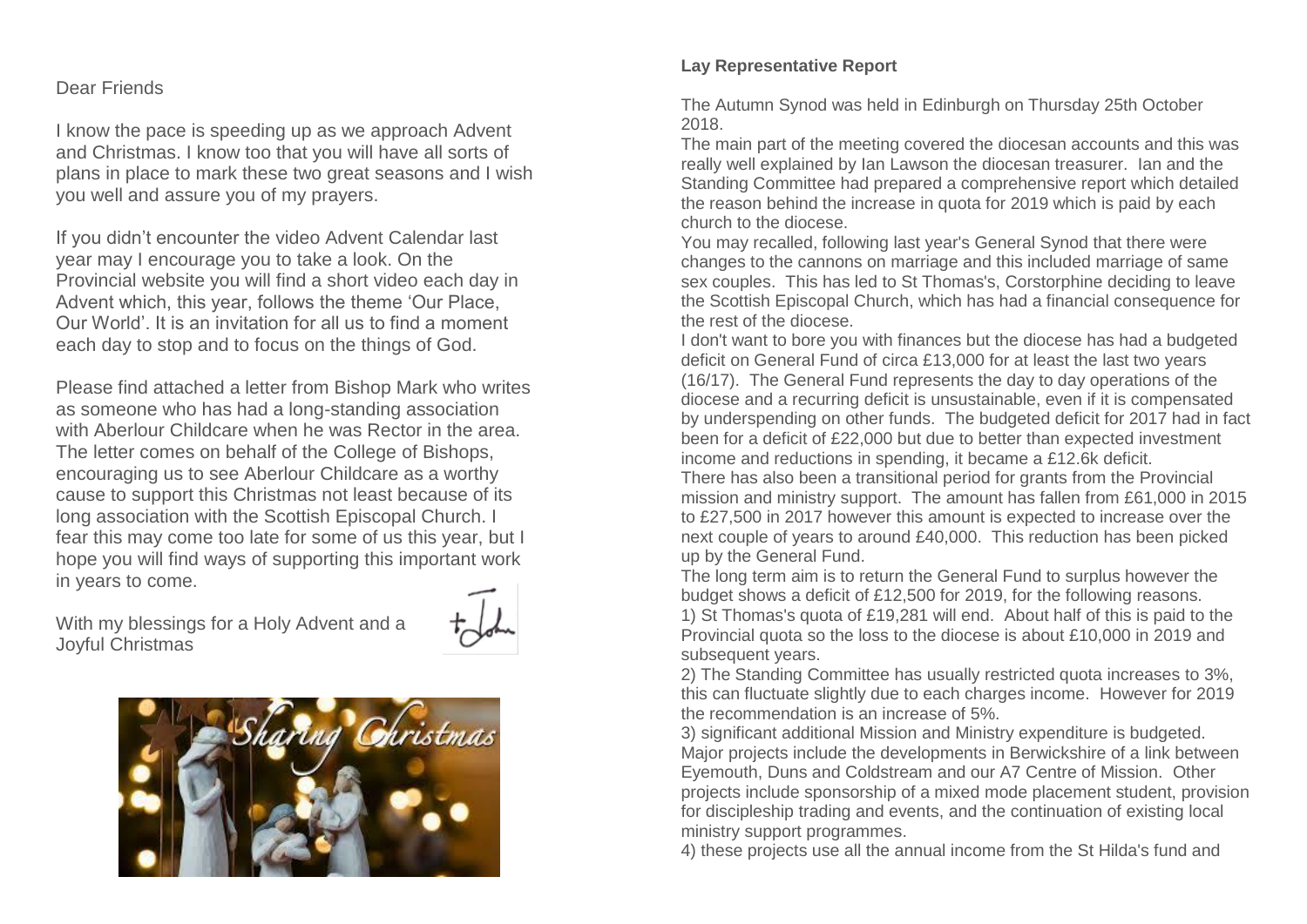Dear Friends

I know the pace is speeding up as we approach Advent and Christmas. I know too that you will have all sorts of plans in place to mark these two great seasons and I wish you well and assure you of my prayers.

If you didn't encounter the video Advent Calendar last year may I encourage you to take a look. On the Provincial website you will find a short video each day in Advent which, this year, follows the theme 'Our Place, Our World'. It is an invitation for all us to find a moment each day to stop and to focus on the things of God.

Please find attached a letter from Bishop Mark who writes as someone who has had a long-standing association with Aberlour Childcare when he was Rector in the area. The letter comes on behalf of the College of Bishops, encouraging us to see Aberlour Childcare as a worthy cause to support this Christmas not least because of its long association with the Scottish Episcopal Church. I fear this may come too late for some of us this year, but I hope you will find ways of supporting this important work in years to come.

With my blessings for a Holy Advent and a Joyful Christmas

+John

**Lay Representative Report**

The Autumn Synod was held in Edinburgh on Thursday 25th October 2018.

The main part of the meeting covered the diocesan accounts and this was really well explained by Ian Lawson the diocesan treasurer. Ian and the Standing Committee had prepared a comprehensive report which detailed the reason behind the increase in quota for 2019 which is paid by each church to the diocese.

You may recalled, following last year's General Synod that there were changes to the cannons on marriage and this included marriage of same sex couples. This has led to St Thomas's, Corstorphine deciding to leave the Scottish Episcopal Church, which has had a financial consequence for the rest of the diocese.

I don't want to bore you with finances but the diocese has had a budgeted deficit on General Fund of circa £13,000 for at least the last two years (16/17). The General Fund represents the day to day operations of the diocese and a recurring deficit is unsustainable, even if it is compensated by underspending on other funds. The budgeted deficit for 2017 had in fact been for a deficit of £22,000 but due to better than expected investment income and reductions in spending, it became a £12.6k deficit.

There has also been a transitional period for grants from the Provincial mission and ministry support. The amount has fallen from £61,000 in 2015 to £27,500 in 2017 however this amount is expected to increase over the next couple of years to around £40,000. This reduction has been picked up by the General Fund.

The long term aim is to return the General Fund to surplus however the budget shows a deficit of £12,500 for 2019, for the following reasons.

1) St Thomas's quota of £19,281 will end. About half of this is paid to the Provincial quota so the loss to the diocese is about £10,000 in 2019 and subsequent years.

2) The Standing Committee has usually restricted quota increases to 3%, this can fluctuate slightly due to each charges income. However for 2019 the recommendation is an increase of 5%.

3) significant additional Mission and Ministry expenditure is budgeted. Major projects include the developments in Berwickshire of a link between Eyemouth, Duns and Coldstream and our A7 Centre of Mission. Other projects include sponsorship of a mixed mode placement student, provision for discipleship trading and events, and the continuation of existing local ministry support programmes.

4) these projects use all the annual income from the St Hilda's fund and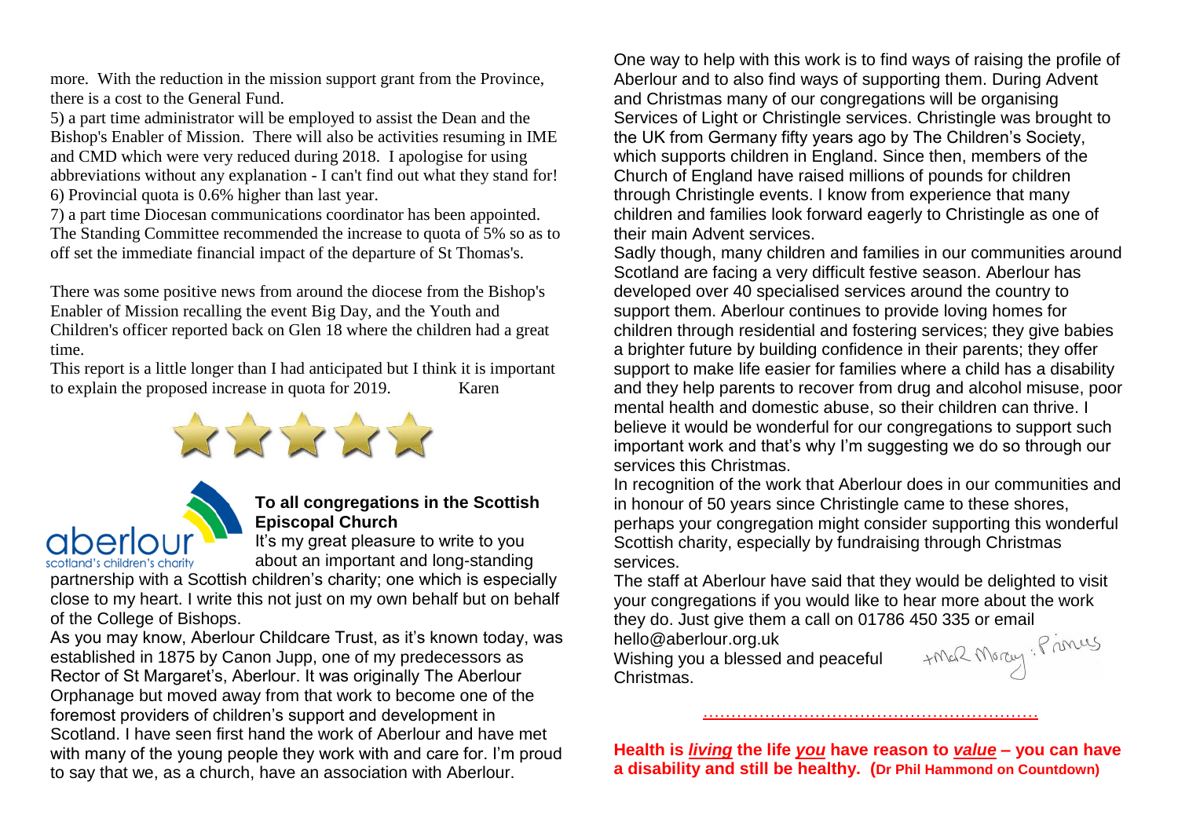more. With the reduction in the mission support grant from the Province, there is a cost to the General Fund.

5) a part time administrator will be employed to assist the Dean and the Bishop's Enabler of Mission. There will also be activities resuming in IME and CMD which were very reduced during 2018. I apologise for using abbreviations without any explanation - I can't find out what they stand for!

6) Provincial quota is 0.6% higher than last year.

7) a part time Diocesan communications coordinator has been appointed. The Standing Committee recommended the increase to quota of 5% so as to off set the immediate financial impact of the departure of St Thomas's.

There was some positive news from around the diocese from the Bishop's Enabler of Mission recalling the event Big Day, and the Youth and Children's officer reported back on Glen 18 where the children had a great time.

This report is a little longer than I had anticipated but I think it is important to explain the proposed increase in quota for 2019. Karen

aberlour
scotland's children's charity

**To all congregations in the Scottish Episcopal Church**

It's my great pleasure to write to you about an important and long-standing partnership with a Scottish children's charity; one which is especially close to my heart. I write this not just on my own behalf but on behalf of the College of Bishops.

As you may know, Aberlour Childcare Trust, as it's known today, was established in 1875 by Canon Jupp, one of my predecessors as Rector of St Margaret's, Aberlour. It was originally The Aberlour Orphanage but moved away from that work to become one of the foremost providers of children's support and development in Scotland. I have seen first hand the work of Aberlour and have met with many of the young people they work with and care for. I'm proud to say that we, as a church, have an association with Aberlour.

One way to help with this work is to find ways of raising the profile of Aberlour and to also find ways of supporting them. During Advent and Christmas many of our congregations will be organising Services of Light or Christingle services. Christingle was brought to the UK from Germany fifty years ago by The Children's Society, which supports children in England. Since then, members of the Church of England have raised millions of pounds for children through Christingle events. I know from experience that many children and families look forward eagerly to Christingle as one of their main Advent services.

Sadly though, many children and families in our communities around Scotland are facing a very difficult festive season. Aberlour has developed over 40 specialised services around the country to support them. Aberlour continues to provide loving homes for children through residential and fostering services; they give babies a brighter future by building confidence in their parents; they offer support to make life easier for families where a child has a disability and they help parents to recover from drug and alcohol misuse, poor mental health and domestic abuse, so their children can thrive. I believe it would be wonderful for our congregations to support such important work and that's why I'm suggesting we do so through our services this Christmas.

In recognition of the work that Aberlour does in our communities and in honour of 50 years since Christingle came to these shores, perhaps your congregation might consider supporting this wonderful Scottish charity, especially by fundraising through Christmas services.

The staff at Aberlour have said that they would be delighted to visit your congregations if you would like to hear more about the work they do. Just give them a call on 01786 450 335 or email hello@aberlour.org.uk

Wishing you a blessed and peaceful Christmas.

+Mark Moray : Primus

……………………………………………………

**Health is _living_ the life _you_ have reason to _value_ – you can have a disability and still be healthy. (Dr Phil Hammond on Countdown)**